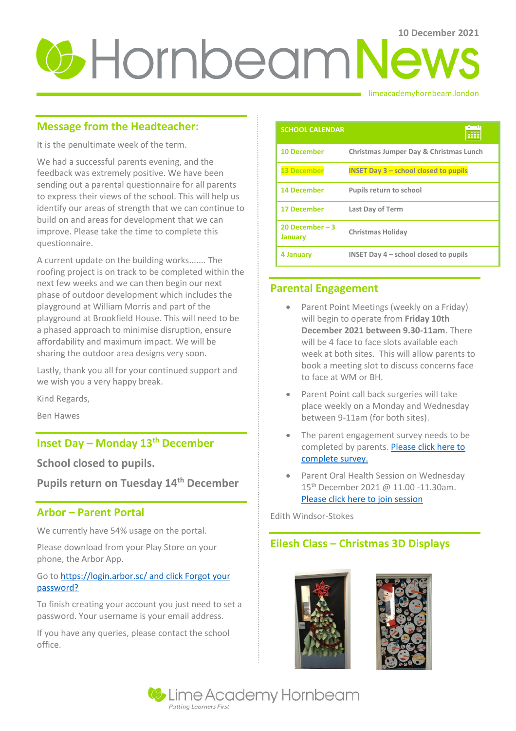10 December 2021

# Hornbeam News

limeacademyhornbeam.london

## Message from the Headteacher:

It is the penultimate week of the term.

We had a successful parents evening, and the feedback was extremely positive. We have been sending out a parental questionnaire for all parents to express their views of the school. This will help us identify our areas of strength that we can continue to build on and areas for development that we can improve. Please take the time to complete this questionnaire.

A current update on the building works....... The roofing project is on track to be completed within the next few weeks and we can then begin our next phase of outdoor development which includes the playground at William Morris and part of the playground at Brookfield House. This will need to be a phased approach to minimise disruption, ensure affordability and maximum impact. We will be sharing the outdoor area designs very soon.

Lastly, thank you all for your continued support and we wish you a very happy break.

Kind Regards,

Ben Hawes

## Inset Day – Monday 13th December

**School closed to pupils.**

**Pupils return on Tuesday 14th December**

## Arbor – Parent Portal

We currently have 54% usage on the portal.

Please download from your Play Store on your phone, the Arbor App.

Go to https://login.arbor.sc/ and click Forgot your password?

To finish creating your account you just need to set a password. Your username is your email address.

If you have any queries, please contact the school office.

| SCHOOL CALENDAR | |
|---|---|
| 10 December | Christmas Jumper Day & Christmas Lunch |
| 13 December | INSET Day 3 – school closed to pupils |
| 14 December | Pupils return to school |
| 17 December | Last Day of Term |
| 20 December – 3 January | Christmas Holiday |
| 4 January | INSET Day 4 – school closed to pupils |

## Parental Engagement

- Parent Point Meetings (weekly on a Friday) will begin to operate from **Friday 10th December 2021 between 9.30-11am**. There will be 4 face to face slots available each week at both sites. This will allow parents to book a meeting slot to discuss concerns face to face at WM or BH.
- Parent Point call back surgeries will take place weekly on a Monday and Wednesday between 9-11am (for both sites).
- The parent engagement survey needs to be completed by parents. Please click here to complete survey.
- Parent Oral Health Session on Wednesday 15th December 2021 @ 11.00 -11.30am. Please click here to join session

Edith Windsor-Stokes

## Eilesh Class – Christmas 3D Displays

Lime Academy Hornbeam

*Putting Learners First*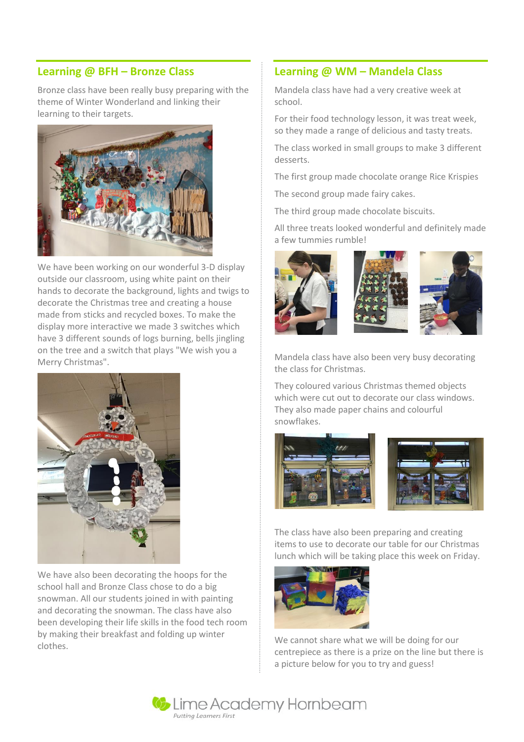## Learning @ BFH – Bronze Class

Bronze class have been really busy preparing with the theme of Winter Wonderland and linking their learning to their targets.

We have been working on our wonderful 3-D display outside our classroom, using white paint on their hands to decorate the background, lights and twigs to decorate the Christmas tree and creating a house made from sticks and recycled boxes. To make the display more interactive we made 3 switches which have 3 different sounds of logs burning, bells jingling on the tree and a switch that plays "We wish you a Merry Christmas".

We have also been decorating the hoops for the school hall and Bronze Class chose to do a big snowman. All our students joined in with painting and decorating the snowman. The class have also been developing their life skills in the food tech room by making their breakfast and folding up winter clothes.

## Learning @ WM – Mandela Class

Mandela class have had a very creative week at school.

For their food technology lesson, it was treat week, so they made a range of delicious and tasty treats.

The class worked in small groups to make 3 different desserts.

The first group made chocolate orange Rice Krispies

The second group made fairy cakes.

The third group made chocolate biscuits.

All three treats looked wonderful and definitely made a few tummies rumble!

Mandela class have also been very busy decorating the class for Christmas.

They coloured various Christmas themed objects which were cut out to decorate our class windows. They also made paper chains and colourful snowflakes.

The class have also been preparing and creating items to use to decorate our table for our Christmas lunch which will be taking place this week on Friday.

We cannot share what we will be doing for our centrepiece as there is a prize on the line but there is a picture below for you to try and guess!